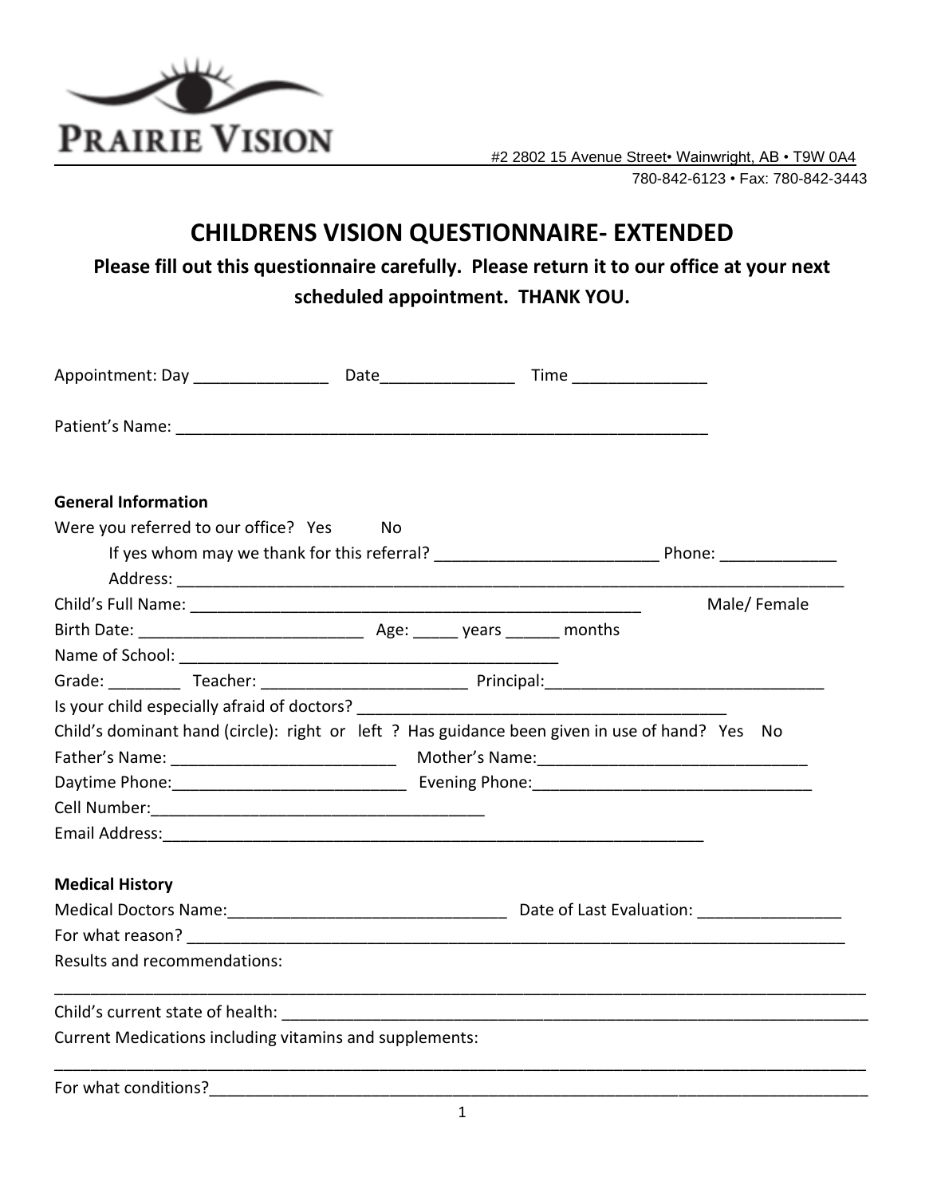PRAIRIE VISION

#2 2802 15 Avenue Street• Wainwright, AB • T9W 0A4
780-842-6123 • Fax: 780-842-3443

# CHILDRENS VISION QUESTIONNAIRE- EXTENDED

**Please fill out this questionnaire carefully. Please return it to our office at your next scheduled appointment. THANK YOU.**

Appointment: Day _______________ Date_______________ Time _______________

Patient's Name: ____________________________________________________________

**General Information**

Were you referred to our office? Yes No

If yes whom may we thank for this referral? _________________________ Phone: _____________

Address: ____________________________________________________________________________

Child's Full Name: ___________________________________________________ Male/ Female

Birth Date: _________________________ Age: _____ years ______ months

Name of School: ___________________________________________

Grade: ________ Teacher: _______________________ Principal:_______________________________

Is your child especially afraid of doctors? __________________________________________

Child's dominant hand (circle): right or left ? Has guidance been given in use of hand? Yes No

Father's Name: _________________________ Mother's Name:______________________________

Daytime Phone:__________________________ Evening Phone:_______________________________

Cell Number:______________________________________

Email Address:______________________________________________________________

**Medical History**

Medical Doctors Name:________________________________ Date of Last Evaluation: ________________

For what reason? _____________________________________________________________________________

Results and recommendations:

_____________________________________________________________________________________________

Child's current state of health: _____________________________________________________________________

Current Medications including vitamins and supplements:

_____________________________________________________________________________________________

For what conditions?___________________________________________________________________________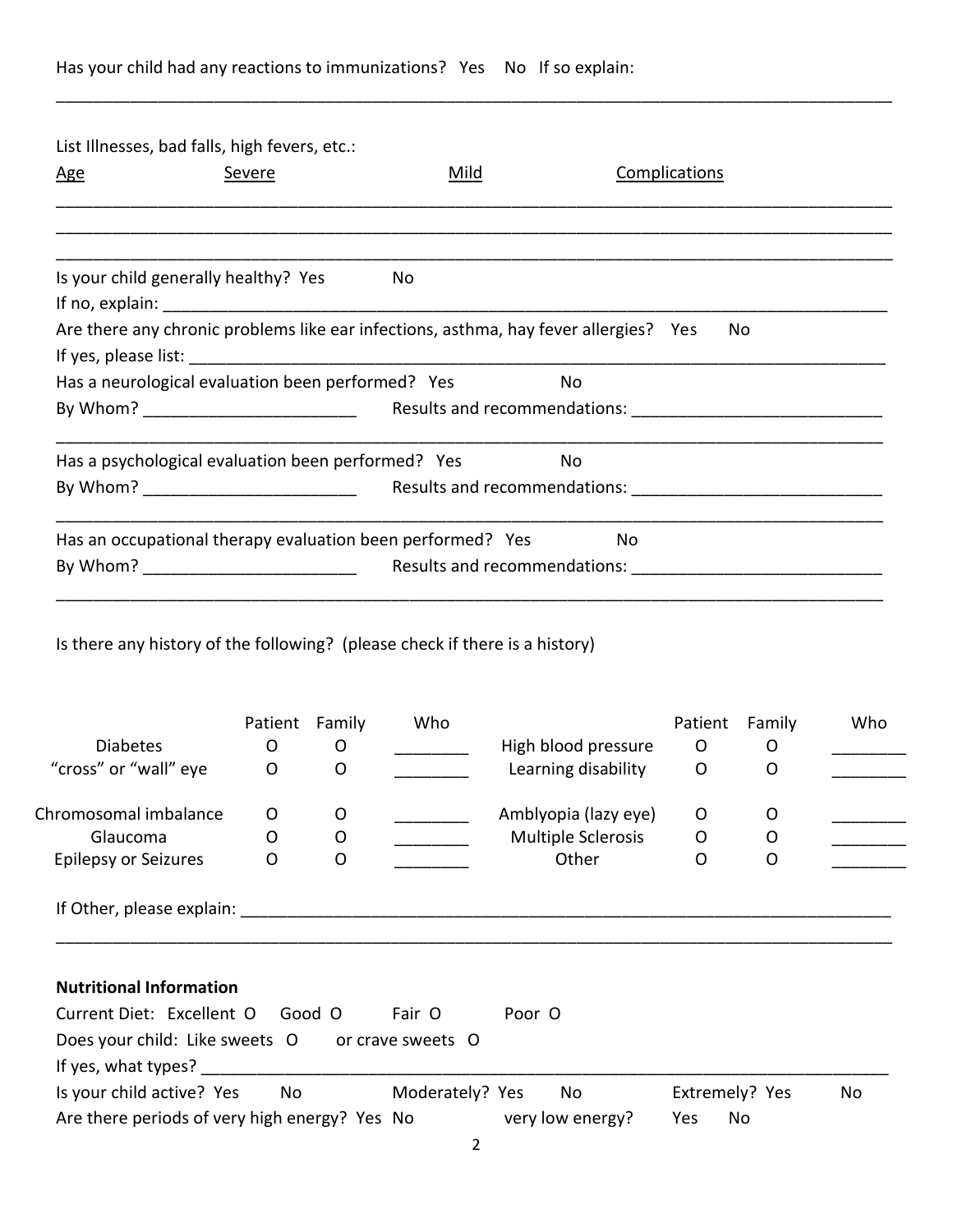Has your child had any reactions to immunizations? Yes No If so explain:

______________________________________________________________________________________

List Illnesses, bad falls, high fevers, etc.:

| Age | Severe | Mild | Complications |
|---|---|---|---|
| | | | |
| | | | |
| | | | |

Is your child generally healthy? Yes No

If no, explain: ______________________________________________________________________

Are there any chronic problems like ear infections, asthma, hay fever allergies? Yes No

If yes, please list: ____________________________________________________________________

Has a neurological evaluation been performed? Yes No

By Whom? _______________________ Results and recommendations: ___________________________

______________________________________________________________________________________

Has a psychological evaluation been performed? Yes No

By Whom? _______________________ Results and recommendations: ___________________________

______________________________________________________________________________________

Has an occupational therapy evaluation been performed? Yes No

By Whom? _______________________ Results and recommendations: ___________________________

______________________________________________________________________________________

Is there any history of the following? (please check if there is a history)

| | Patient | Family | Who | | Patient | Family | Who |
|---|---|---|---|---|---|---|---|
| Diabetes | O | O | ________ | High blood pressure | O | O | ________ |
| "cross" or "wall" eye | O | O | ________ | Learning disability | O | O | ________ |
| Chromosomal imbalance | O | O | ________ | Amblyopia (lazy eye) | O | O | ________ |
| Glaucoma | O | O | ________ | Multiple Sclerosis | O | O | ________ |
| Epilepsy or Seizures | O | O | ________ | Other | O | O | ________ |

If Other, please explain: ______________________________________________________________

______________________________________________________________________________________

**Nutritional Information**

Current Diet: Excellent O Good O Fair O Poor O

Does your child: Like sweets O or crave sweets O

If yes, what types? ____________________________________________________________________

Is your child active? Yes No Moderately? Yes No Extremely? Yes No

Are there periods of very high energy? Yes No very low energy? Yes No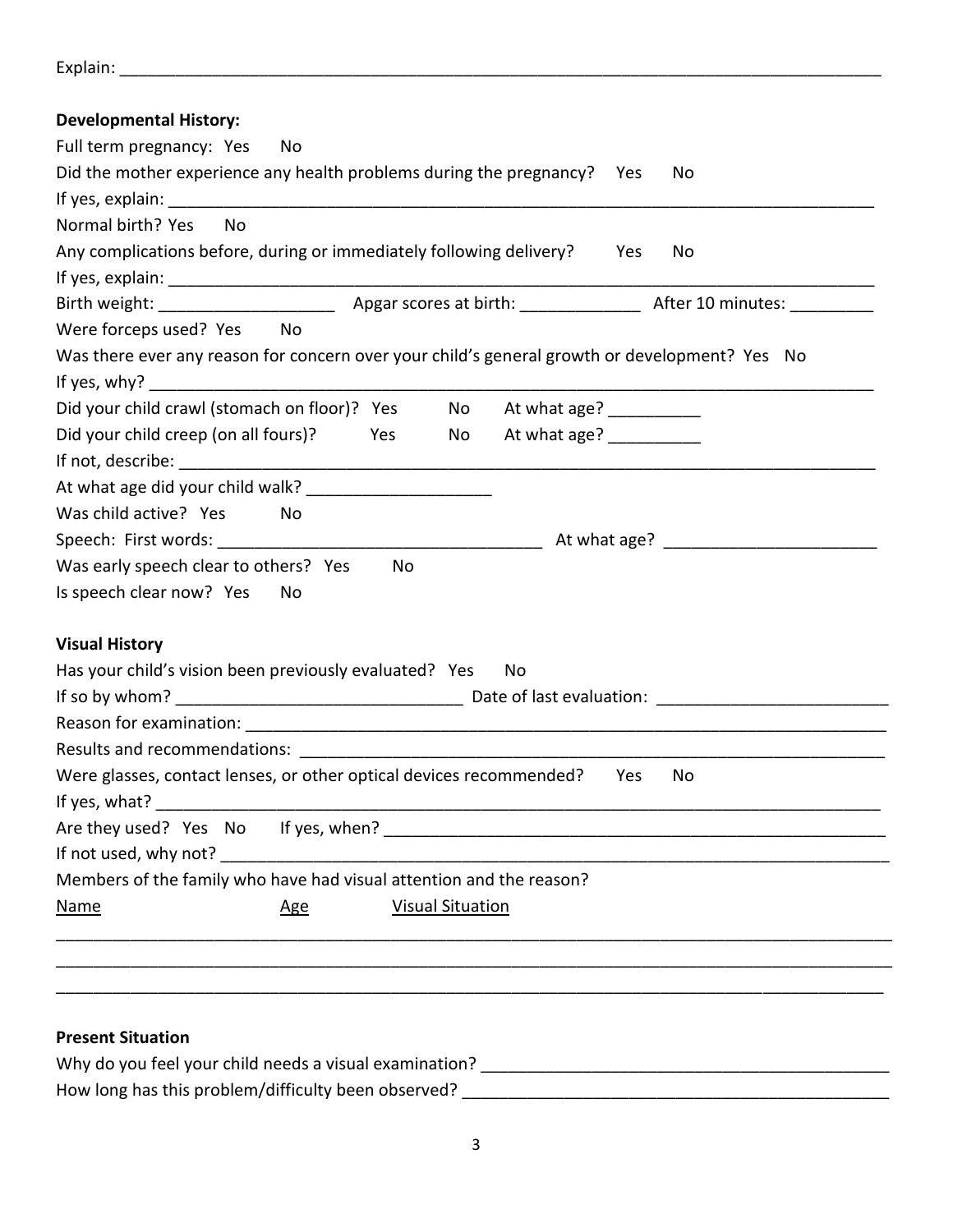Explain: ___________________________________________________________________________________

**Developmental History:**

Full term pregnancy: Yes No

Did the mother experience any health problems during the pregnancy? Yes No

If yes, explain: ______________________________________________________________________________

Normal birth? Yes No

Any complications before, during or immediately following delivery? Yes No

If yes, explain: ______________________________________________________________________________

Birth weight: ___________________ Apgar scores at birth: _____________ After 10 minutes: _________

Were forceps used? Yes No

Was there ever any reason for concern over your child's general growth or development? Yes No

If yes, why? _________________________________________________________________________________

Did your child crawl (stomach on floor)? Yes No At what age? __________

Did your child creep (on all fours)? Yes No At what age? __________

If not, describe: ______________________________________________________________________________

At what age did your child walk? ____________________

Was child active? Yes No

Speech: First words: ___________________________________ At what age? ______________________

Was early speech clear to others? Yes No

Is speech clear now? Yes No

**Visual History**

Has your child's vision been previously evaluated? Yes No

If so by whom? ______________________________ Date of last evaluation: ________________________

Reason for examination: ________________________________________________________________________

Results and recommendations: ___________________________________________________________________

Were glasses, contact lenses, or other optical devices recommended? Yes No

If yes, what? _________________________________________________________________________________

Are they used? Yes No If yes, when? ____________________________________________________

If not used, why not? __________________________________________________________________________

Members of the family who have had visual attention and the reason?

| Name | Age | Visual Situation |
|---|---|---|
| | | |
| | | |
| | | |

**Present Situation**

Why do you feel your child needs a visual examination? _____________________________________________

How long has this problem/difficulty been observed? ______________________________________________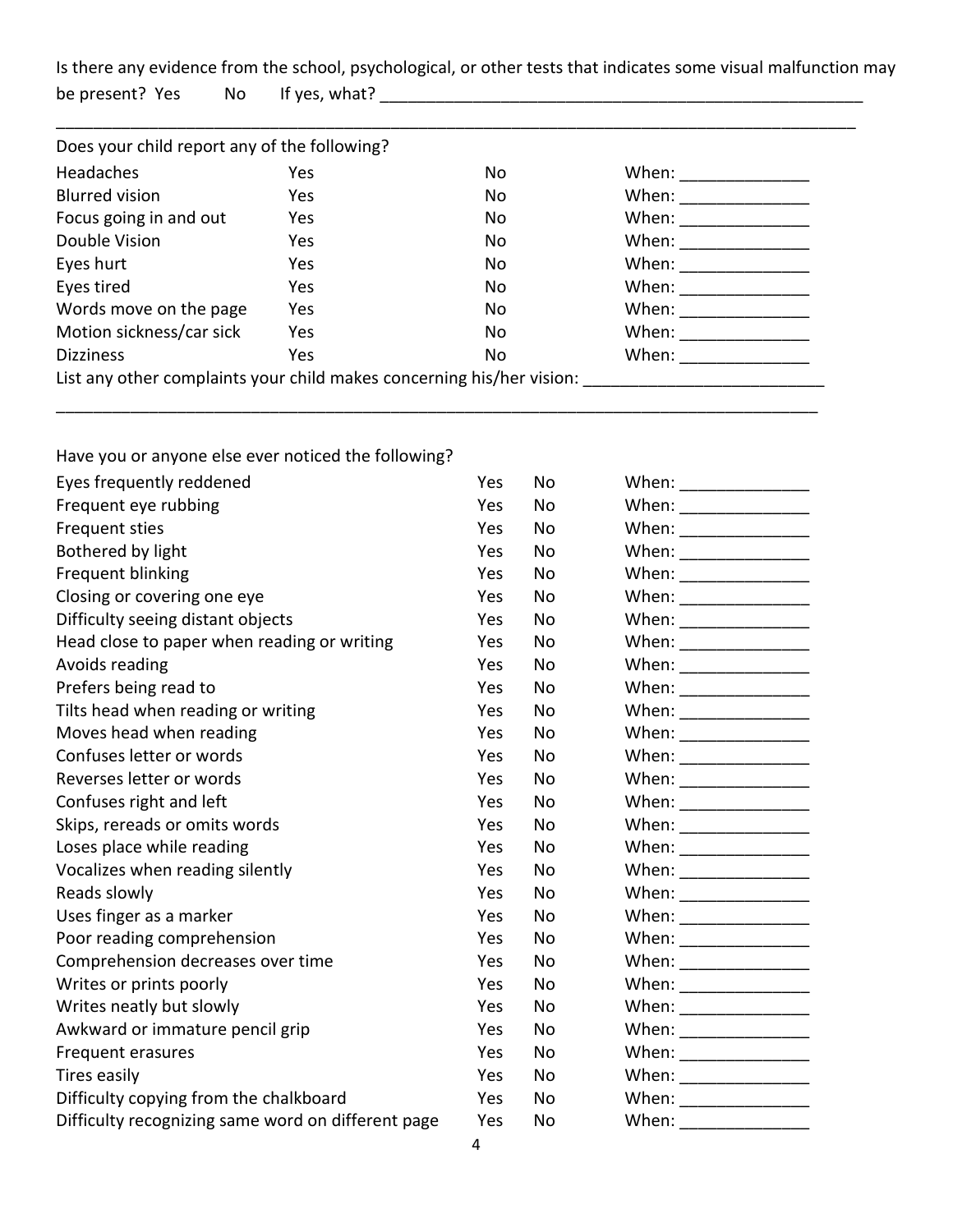Is there any evidence from the school, psychological, or other tests that indicates some visual malfunction may be present? Yes No If yes, what? ______________________________________________________

____________________________________________________________________________________________

Does your child report any of the following?

| | | | |
|---|---|---|---|
| Headaches | Yes | No | When: ______________ |
| Blurred vision | Yes | No | When: ______________ |
| Focus going in and out | Yes | No | When: ______________ |
| Double Vision | Yes | No | When: ______________ |
| Eyes hurt | Yes | No | When: ______________ |
| Eyes tired | Yes | No | When: ______________ |
| Words move on the page | Yes | No | When: ______________ |
| Motion sickness/car sick | Yes | No | When: ______________ |
| Dizziness | Yes | No | When: ______________ |

List any other complaints your child makes concerning his/her vision: __________________________

____________________________________________________________________________________________

Have you or anyone else ever noticed the following?

| | | | |
|---|---|---|---|
| Eyes frequently reddened | Yes | No | When: ______________ |
| Frequent eye rubbing | Yes | No | When: ______________ |
| Frequent sties | Yes | No | When: ______________ |
| Bothered by light | Yes | No | When: ______________ |
| Frequent blinking | Yes | No | When: ______________ |
| Closing or covering one eye | Yes | No | When: ______________ |
| Difficulty seeing distant objects | Yes | No | When: ______________ |
| Head close to paper when reading or writing | Yes | No | When: ______________ |
| Avoids reading | Yes | No | When: ______________ |
| Prefers being read to | Yes | No | When: ______________ |
| Tilts head when reading or writing | Yes | No | When: ______________ |
| Moves head when reading | Yes | No | When: ______________ |
| Confuses letter or words | Yes | No | When: ______________ |
| Reverses letter or words | Yes | No | When: ______________ |
| Confuses right and left | Yes | No | When: ______________ |
| Skips, rereads or omits words | Yes | No | When: ______________ |
| Loses place while reading | Yes | No | When: ______________ |
| Vocalizes when reading silently | Yes | No | When: ______________ |
| Reads slowly | Yes | No | When: ______________ |
| Uses finger as a marker | Yes | No | When: ______________ |
| Poor reading comprehension | Yes | No | When: ______________ |
| Comprehension decreases over time | Yes | No | When: ______________ |
| Writes or prints poorly | Yes | No | When: ______________ |
| Writes neatly but slowly | Yes | No | When: ______________ |
| Awkward or immature pencil grip | Yes | No | When: ______________ |
| Frequent erasures | Yes | No | When: ______________ |
| Tires easily | Yes | No | When: ______________ |
| Difficulty copying from the chalkboard | Yes | No | When: ______________ |
| Difficulty recognizing same word on different page | Yes | No | When: ______________ |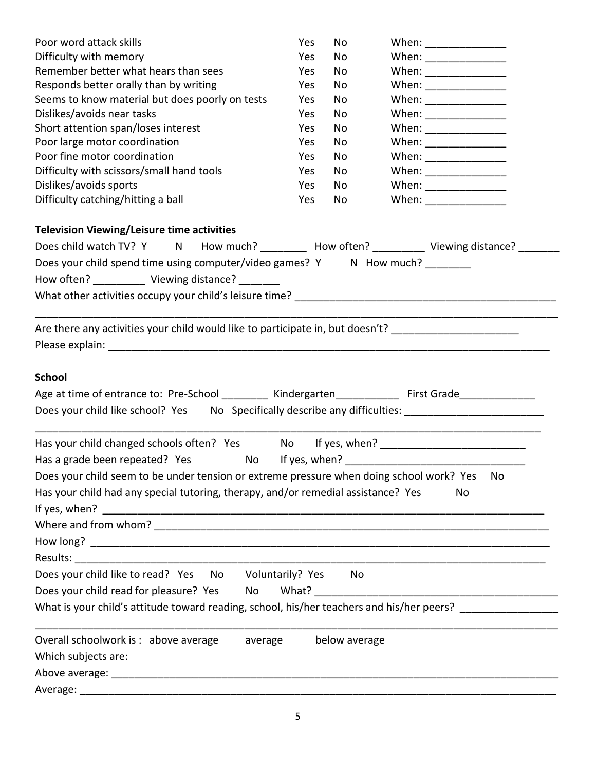| | | | |
|---|---|---|---|
| Poor word attack skills | Yes | No | When: ______________ |
| Difficulty with memory | Yes | No | When: ______________ |
| Remember better what hears than sees | Yes | No | When: ______________ |
| Responds better orally than by writing | Yes | No | When: ______________ |
| Seems to know material but does poorly on tests | Yes | No | When: ______________ |
| Dislikes/avoids near tasks | Yes | No | When: ______________ |
| Short attention span/loses interest | Yes | No | When: ______________ |
| Poor large motor coordination | Yes | No | When: ______________ |
| Poor fine motor coordination | Yes | No | When: ______________ |
| Difficulty with scissors/small hand tools | Yes | No | When: ______________ |
| Dislikes/avoids sports | Yes | No | When: ______________ |
| Difficulty catching/hitting a ball | Yes | No | When: ______________ |

**Television Viewing/Leisure time activities**

Does child watch TV? Y N How much? ________ How often? _________ Viewing distance? _______

Does your child spend time using computer/video games? Y N How much? ________

How often? _________ Viewing distance? _______

What other activities occupy your child's leisure time? ______________________________________________

_____________________________________________________________________________________________

Are there any activities your child would like to participate in, but doesn't? ______________________

Please explain: ______________________________________________________________________________

**School**

Age at time of entrance to: Pre-School ________ Kindergarten___________ First Grade_____________

Does your child like school? Yes No Specifically describe any difficulties: ________________________

_____________________________________________________________________________________________

Has your child changed schools often? Yes No If yes, when? _________________________

Has a grade been repeated? Yes No If yes, when? _______________________________

Does your child seem to be under tension or extreme pressure when doing school work? Yes No

Has your child had any special tutoring, therapy, and/or remedial assistance? Yes No

If yes, when? ________________________________________________________________________________

Where and from whom? _______________________________________________________________________

How long? __________________________________________________________________________________

Results: ____________________________________________________________________________________

Does your child like to read? Yes No Voluntarily? Yes No

Does your child read for pleasure? Yes No What? ___________________________________________

What is your child's attitude toward reading, school, his/her teachers and his/her peers? ________________

_____________________________________________________________________________________________

Overall schoolwork is : above average average below average

Which subjects are:

Above average: ______________________________________________________________________________

Average: ___________________________________________________________________________________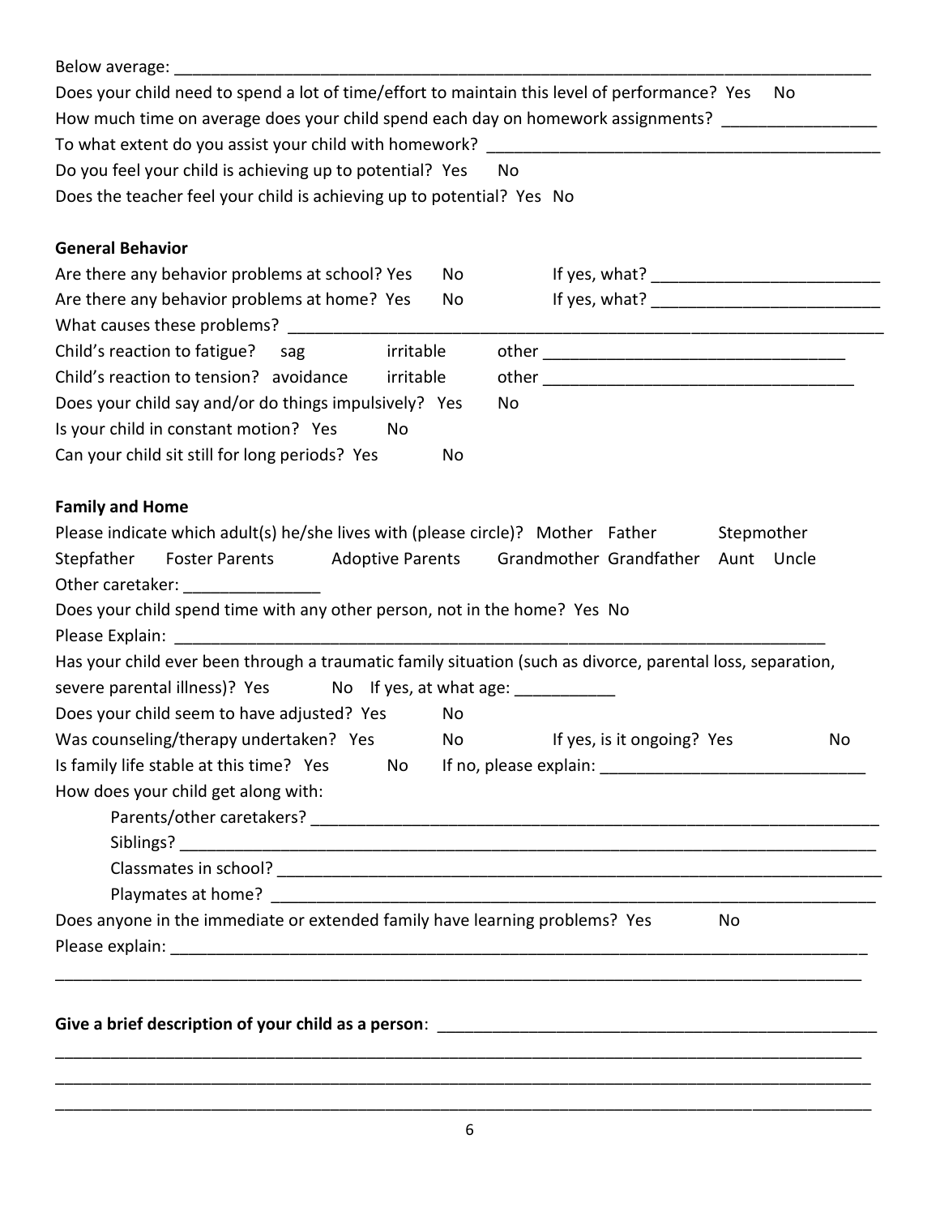Below average: ________________________________________________________________________________

Does your child need to spend a lot of time/effort to maintain this level of performance? Yes No

How much time on average does your child spend each day on homework assignments? ________________

To what extent do you assist your child with homework? ____________________________________________

Do you feel your child is achieving up to potential? Yes No

Does the teacher feel your child is achieving up to potential? Yes No

**General Behavior**

Are there any behavior problems at school? Yes No If yes, what? ________________________

Are there any behavior problems at home? Yes No If yes, what? ________________________

What causes these problems? _______________________________________________________________

Child's reaction to fatigue? sag irritable other _________________________________

Child's reaction to tension? avoidance irritable other __________________________________

Does your child say and/or do things impulsively? Yes No

Is your child in constant motion? Yes No

Can your child sit still for long periods? Yes No

**Family and Home**

Please indicate which adult(s) he/she lives with (please circle)? Mother Father Stepmother Stepfather Foster Parents Adoptive Parents Grandmother Grandfather Aunt Uncle

Other caretaker: _______________

Does your child spend time with any other person, not in the home? Yes No

Please Explain: ___________________________________________________________________________

Has your child ever been through a traumatic family situation (such as divorce, parental loss, separation, severe parental illness)? Yes No If yes, at what age: ___________

Does your child seem to have adjusted? Yes No

Was counseling/therapy undertaken? Yes No If yes, is it ongoing? Yes No

Is family life stable at this time? Yes No If no, please explain: ____________________________

How does your child get along with:

- Parents/other caretakers? ______________________________________________________________
- Siblings? ___________________________________________________________________________
- Classmates in school? _________________________________________________________________
- Playmates at home? __________________________________________________________________

Does anyone in the immediate or extended family have learning problems? Yes No

Please explain: ____________________________________________________________________________

__________________________________________________________________________________________

**Give a brief description of your child as a person**: ________________________________________________

__________________________________________________________________________________________

__________________________________________________________________________________________

__________________________________________________________________________________________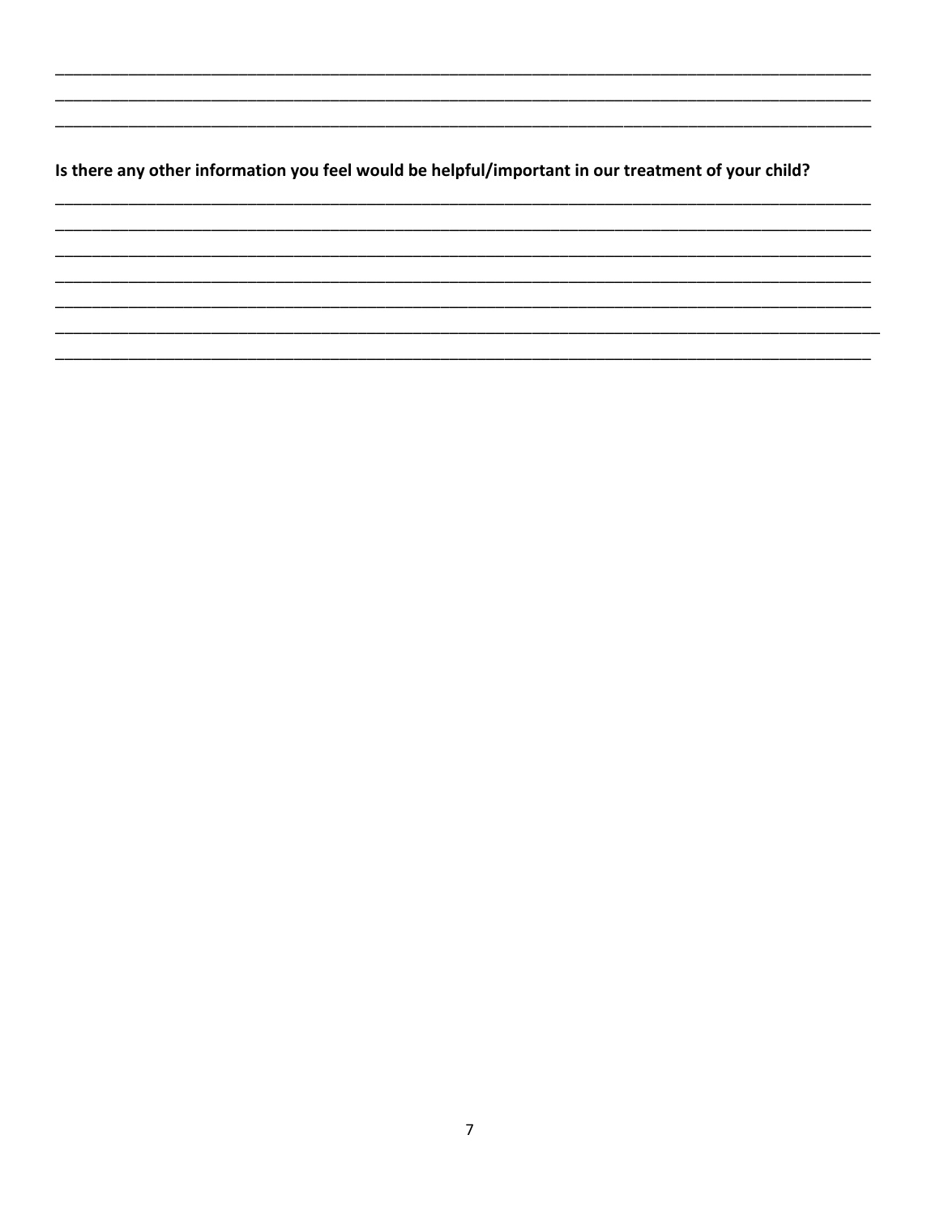\_\_\_\_\_\_\_\_\_\_\_\_\_\_\_\_\_\_\_\_\_\_\_\_\_\_\_\_\_\_\_\_\_\_\_\_\_\_\_\_\_\_\_\_\_\_\_\_\_\_\_\_\_\_\_\_\_\_\_\_\_\_\_\_\_\_\_\_\_\_\_\_\_\_\_\_\_\_\_\_\_\_\_\_\_\_\_\_\_\_\_\_\_\_

\_\_\_\_\_\_\_\_\_\_\_\_\_\_\_\_\_\_\_\_\_\_\_\_\_\_\_\_\_\_\_\_\_\_\_\_\_\_\_\_\_\_\_\_\_\_\_\_\_\_\_\_\_\_\_\_\_\_\_\_\_\_\_\_\_\_\_\_\_\_\_\_\_\_\_\_\_\_\_\_\_\_\_\_\_\_\_\_\_\_\_\_\_\_

\_\_\_\_\_\_\_\_\_\_\_\_\_\_\_\_\_\_\_\_\_\_\_\_\_\_\_\_\_\_\_\_\_\_\_\_\_\_\_\_\_\_\_\_\_\_\_\_\_\_\_\_\_\_\_\_\_\_\_\_\_\_\_\_\_\_\_\_\_\_\_\_\_\_\_\_\_\_\_\_\_\_\_\_\_\_\_\_\_\_\_\_\_\_

**Is there any other information you feel would be helpful/important in our treatment of your child?**

\_\_\_\_\_\_\_\_\_\_\_\_\_\_\_\_\_\_\_\_\_\_\_\_\_\_\_\_\_\_\_\_\_\_\_\_\_\_\_\_\_\_\_\_\_\_\_\_\_\_\_\_\_\_\_\_\_\_\_\_\_\_\_\_\_\_\_\_\_\_\_\_\_\_\_\_\_\_\_\_\_\_\_\_\_\_\_\_\_\_\_\_\_\_

\_\_\_\_\_\_\_\_\_\_\_\_\_\_\_\_\_\_\_\_\_\_\_\_\_\_\_\_\_\_\_\_\_\_\_\_\_\_\_\_\_\_\_\_\_\_\_\_\_\_\_\_\_\_\_\_\_\_\_\_\_\_\_\_\_\_\_\_\_\_\_\_\_\_\_\_\_\_\_\_\_\_\_\_\_\_\_\_\_\_\_\_\_\_

\_\_\_\_\_\_\_\_\_\_\_\_\_\_\_\_\_\_\_\_\_\_\_\_\_\_\_\_\_\_\_\_\_\_\_\_\_\_\_\_\_\_\_\_\_\_\_\_\_\_\_\_\_\_\_\_\_\_\_\_\_\_\_\_\_\_\_\_\_\_\_\_\_\_\_\_\_\_\_\_\_\_\_\_\_\_\_\_\_\_\_\_\_\_

\_\_\_\_\_\_\_\_\_\_\_\_\_\_\_\_\_\_\_\_\_\_\_\_\_\_\_\_\_\_\_\_\_\_\_\_\_\_\_\_\_\_\_\_\_\_\_\_\_\_\_\_\_\_\_\_\_\_\_\_\_\_\_\_\_\_\_\_\_\_\_\_\_\_\_\_\_\_\_\_\_\_\_\_\_\_\_\_\_\_\_\_\_\_

\_\_\_\_\_\_\_\_\_\_\_\_\_\_\_\_\_\_\_\_\_\_\_\_\_\_\_\_\_\_\_\_\_\_\_\_\_\_\_\_\_\_\_\_\_\_\_\_\_\_\_\_\_\_\_\_\_\_\_\_\_\_\_\_\_\_\_\_\_\_\_\_\_\_\_\_\_\_\_\_\_\_\_\_\_\_\_\_\_\_\_\_\_\_

\_\_\_\_\_\_\_\_\_\_\_\_\_\_\_\_\_\_\_\_\_\_\_\_\_\_\_\_\_\_\_\_\_\_\_\_\_\_\_\_\_\_\_\_\_\_\_\_\_\_\_\_\_\_\_\_\_\_\_\_\_\_\_\_\_\_\_\_\_\_\_\_\_\_\_\_\_\_\_\_\_\_\_\_\_\_\_\_\_\_\_\_\_\_\_

\_\_\_\_\_\_\_\_\_\_\_\_\_\_\_\_\_\_\_\_\_\_\_\_\_\_\_\_\_\_\_\_\_\_\_\_\_\_\_\_\_\_\_\_\_\_\_\_\_\_\_\_\_\_\_\_\_\_\_\_\_\_\_\_\_\_\_\_\_\_\_\_\_\_\_\_\_\_\_\_\_\_\_\_\_\_\_\_\_\_\_\_\_\_